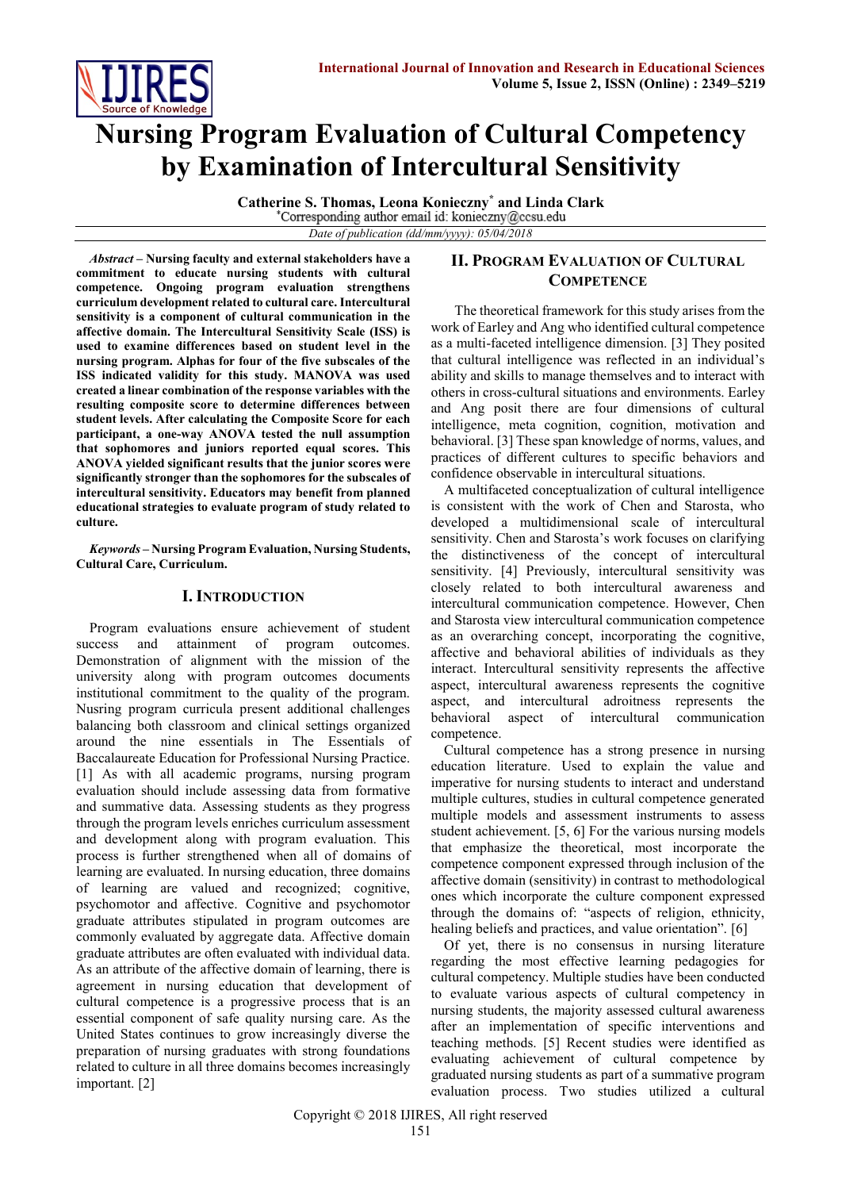# Nursing Program Evaluation of Cultural Competency by Examination of Intercultural Sensitivity

**Catherine S. Thomas, Leona Konieczny* and Linda Clark**

*Corresponding author email id: konieczny@ccsu.edu

*Date of publication (dd/mm/yyyy): 05/04/2018*

***Abstract*** **– Nursing faculty and external stakeholders have a commitment to educate nursing students with cultural competence. Ongoing program evaluation strengthens curriculum development related to cultural care. Intercultural sensitivity is a component of cultural communication in the affective domain. The Intercultural Sensitivity Scale (ISS) is used to examine differences based on student level in the nursing program. Alphas for four of the five subscales of the ISS indicated validity for this study. MANOVA was used created a linear combination of the response variables with the resulting composite score to determine differences between student levels. After calculating the Composite Score for each participant, a one-way ANOVA tested the null assumption that sophomores and juniors reported equal scores. This ANOVA yielded significant results that the junior scores were significantly stronger than the sophomores for the subscales of intercultural sensitivity. Educators may benefit from planned educational strategies to evaluate program of study related to culture.**

***Keywords*** **– Nursing Program Evaluation, Nursing Students, Cultural Care, Curriculum.**

## I. Introduction

Program evaluations ensure achievement of student success and attainment of program outcomes. Demonstration of alignment with the mission of the university along with program outcomes documents institutional commitment to the quality of the program. Nusring program curricula present additional challenges balancing both classroom and clinical settings organized around the nine essentials in The Essentials of Baccalaureate Education for Professional Nursing Practice. [1] As with all academic programs, nursing program evaluation should include assessing data from formative and summative data. Assessing students as they progress through the program levels enriches curriculum assessment and development along with program evaluation. This process is further strengthened when all of domains of learning are evaluated. In nursing education, three domains of learning are valued and recognized; cognitive, psychomotor and affective. Cognitive and psychomotor graduate attributes stipulated in program outcomes are commonly evaluated by aggregate data. Affective domain graduate attributes are often evaluated with individual data. As an attribute of the affective domain of learning, there is agreement in nursing education that development of cultural competence is a progressive process that is an essential component of safe quality nursing care. As the United States continues to grow increasingly diverse the preparation of nursing graduates with strong foundations related to culture in all three domains becomes increasingly important. [2]

## II. Program Evaluation of Cultural Competence

The theoretical framework for this study arises from the work of Earley and Ang who identified cultural competence as a multi-faceted intelligence dimension. [3] They posited that cultural intelligence was reflected in an individual's ability and skills to manage themselves and to interact with others in cross-cultural situations and environments. Earley and Ang posit there are four dimensions of cultural intelligence, meta cognition, cognition, motivation and behavioral. [3] These span knowledge of norms, values, and practices of different cultures to specific behaviors and confidence observable in intercultural situations.

A multifaceted conceptualization of cultural intelligence is consistent with the work of Chen and Starosta, who developed a multidimensional scale of intercultural sensitivity. Chen and Starosta's work focuses on clarifying the distinctiveness of the concept of intercultural sensitivity. [4] Previously, intercultural sensitivity was closely related to both intercultural awareness and intercultural communication competence. However, Chen and Starosta view intercultural communication competence as an overarching concept, incorporating the cognitive, affective and behavioral abilities of individuals as they interact. Intercultural sensitivity represents the affective aspect, intercultural awareness represents the cognitive aspect, and intercultural adroitness represents the behavioral aspect of intercultural communication competence.

Cultural competence has a strong presence in nursing education literature. Used to explain the value and imperative for nursing students to interact and understand multiple cultures, studies in cultural competence generated multiple models and assessment instruments to assess student achievement. [5, 6] For the various nursing models that emphasize the theoretical, most incorporate the competence component expressed through inclusion of the affective domain (sensitivity) in contrast to methodological ones which incorporate the culture component expressed through the domains of: "aspects of religion, ethnicity, healing beliefs and practices, and value orientation". [6]

Of yet, there is no consensus in nursing literature regarding the most effective learning pedagogies for cultural competency. Multiple studies have been conducted to evaluate various aspects of cultural competency in nursing students, the majority assessed cultural awareness after an implementation of specific interventions and teaching methods. [5] Recent studies were identified as evaluating achievement of cultural competence by graduated nursing students as part of a summative program evaluation process. Two studies utilized a cultural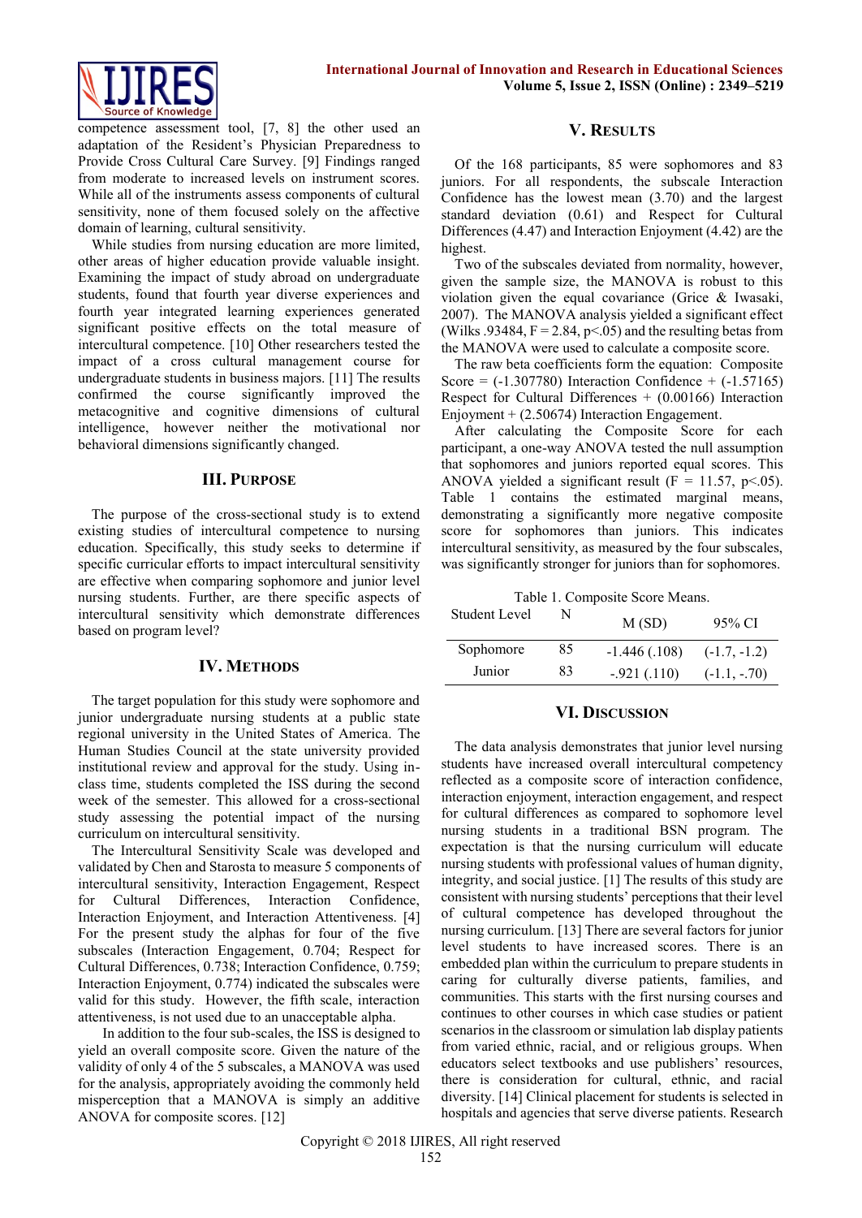competence assessment tool, [7, 8] the other used an adaptation of the Resident's Physician Preparedness to Provide Cross Cultural Care Survey. [9] Findings ranged from moderate to increased levels on instrument scores. While all of the instruments assess components of cultural sensitivity, none of them focused solely on the affective domain of learning, cultural sensitivity.

While studies from nursing education are more limited, other areas of higher education provide valuable insight. Examining the impact of study abroad on undergraduate students, found that fourth year diverse experiences and fourth year integrated learning experiences generated significant positive effects on the total measure of intercultural competence. [10] Other researchers tested the impact of a cross cultural management course for undergraduate students in business majors. [11] The results confirmed the course significantly improved the metacognitive and cognitive dimensions of cultural intelligence, however neither the motivational nor behavioral dimensions significantly changed.

## III. Purpose

The purpose of the cross-sectional study is to extend existing studies of intercultural competence to nursing education. Specifically, this study seeks to determine if specific curricular efforts to impact intercultural sensitivity are effective when comparing sophomore and junior level nursing students. Further, are there specific aspects of intercultural sensitivity which demonstrate differences based on program level?

## IV. Methods

The target population for this study were sophomore and junior undergraduate nursing students at a public state regional university in the United States of America. The Human Studies Council at the state university provided institutional review and approval for the study. Using in-class time, students completed the ISS during the second week of the semester. This allowed for a cross-sectional study assessing the potential impact of the nursing curriculum on intercultural sensitivity.

The Intercultural Sensitivity Scale was developed and validated by Chen and Starosta to measure 5 components of intercultural sensitivity, Interaction Engagement, Respect for Cultural Differences, Interaction Confidence, Interaction Enjoyment, and Interaction Attentiveness. [4] For the present study the alphas for four of the five subscales (Interaction Engagement, 0.704; Respect for Cultural Differences, 0.738; Interaction Confidence, 0.759; Interaction Enjoyment, 0.774) indicated the subscales were valid for this study. However, the fifth scale, interaction attentiveness, is not used due to an unacceptable alpha.

In addition to the four sub-scales, the ISS is designed to yield an overall composite score. Given the nature of the validity of only 4 of the 5 subscales, a MANOVA was used for the analysis, appropriately avoiding the commonly held misperception that a MANOVA is simply an additive ANOVA for composite scores. [12]

## V. Results

Of the 168 participants, 85 were sophomores and 83 juniors. For all respondents, the subscale Interaction Confidence has the lowest mean (3.70) and the largest standard deviation (0.61) and Respect for Cultural Differences (4.47) and Interaction Enjoyment (4.42) are the highest.

Two of the subscales deviated from normality, however, given the sample size, the MANOVA is robust to this violation given the equal covariance (Grice & Iwasaki, 2007). The MANOVA analysis yielded a significant effect (Wilks .93484, $F = 2.84$, $p<.05$) and the resulting betas from the MANOVA were used to calculate a composite score.

The raw beta coefficients form the equation: Composite Score = (-1.307780) Interaction Confidence + (-1.57165) Respect for Cultural Differences + (0.00166) Interaction Enjoyment + (2.50674) Interaction Engagement.

After calculating the Composite Score for each participant, a one-way ANOVA tested the null assumption that sophomores and juniors reported equal scores. This ANOVA yielded a significant result ($F = 11.57$, $p<.05$). Table 1 contains the estimated marginal means, demonstrating a significantly more negative composite score for sophomores than juniors. This indicates intercultural sensitivity, as measured by the four subscales, was significantly stronger for juniors than for sophomores.

Table 1. Composite Score Means.

| Student Level | N | M (SD) | 95% CI |
|---|---|---|---|
| Sophomore | 85 | -1.446 (.108) | (-1.7, -1.2) |
| Junior | 83 | -.921 (.110) | (-1.1, -.70) |

## VI. Discussion

The data analysis demonstrates that junior level nursing students have increased overall intercultural competency reflected as a composite score of interaction confidence, interaction enjoyment, interaction engagement, and respect for cultural differences as compared to sophomore level nursing students in a traditional BSN program. The expectation is that the nursing curriculum will educate nursing students with professional values of human dignity, integrity, and social justice. [1] The results of this study are consistent with nursing students' perceptions that their level of cultural competence has developed throughout the nursing curriculum. [13] There are several factors for junior level students to have increased scores. There is an embedded plan within the curriculum to prepare students in caring for culturally diverse patients, families, and communities. This starts with the first nursing courses and continues to other courses in which case studies or patient scenarios in the classroom or simulation lab display patients from varied ethnic, racial, and or religious groups. When educators select textbooks and use publishers' resources, there is consideration for cultural, ethnic, and racial diversity. [14] Clinical placement for students is selected in hospitals and agencies that serve diverse patients. Research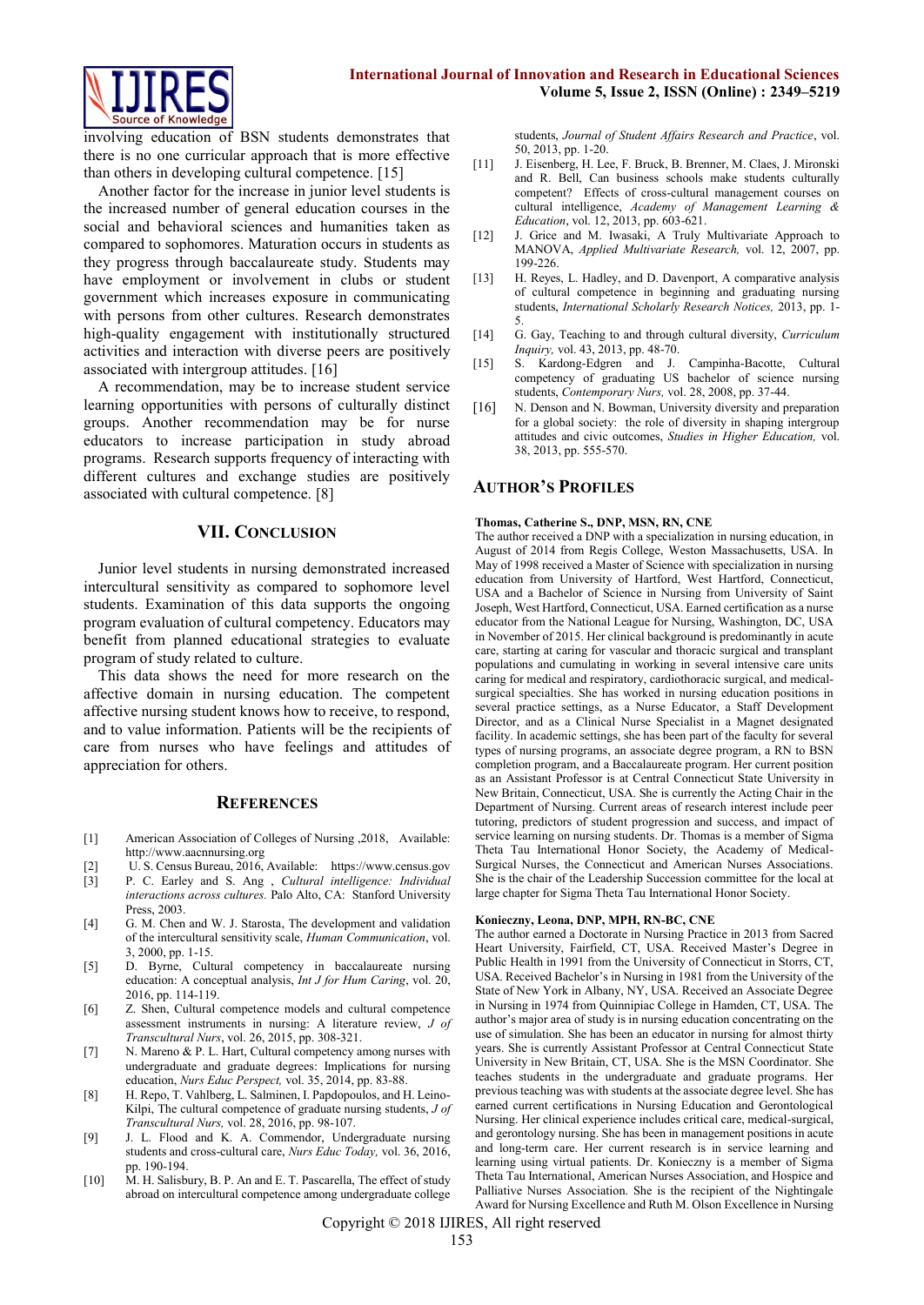involving education of BSN students demonstrates that there is no one curricular approach that is more effective than others in developing cultural competence. [15]

Another factor for the increase in junior level students is the increased number of general education courses in the social and behavioral sciences and humanities taken as compared to sophomores. Maturation occurs in students as they progress through baccalaureate study. Students may have employment or involvement in clubs or student government which increases exposure in communicating with persons from other cultures. Research demonstrates high-quality engagement with institutionally structured activities and interaction with diverse peers are positively associated with intergroup attitudes. [16]

A recommendation, may be to increase student service learning opportunities with persons of culturally distinct groups. Another recommendation may be for nurse educators to increase participation in study abroad programs. Research supports frequency of interacting with different cultures and exchange studies are positively associated with cultural competence. [8]

## VII. Conclusion

Junior level students in nursing demonstrated increased intercultural sensitivity as compared to sophomore level students. Examination of this data supports the ongoing program evaluation of cultural competency. Educators may benefit from planned educational strategies to evaluate program of study related to culture.

This data shows the need for more research on the affective domain in nursing education. The competent affective nursing student knows how to receive, to respond, and to value information. Patients will be the recipients of care from nurses who have feelings and attitudes of appreciation for others.

## References

[1] American Association of Colleges of Nursing ,2018, Available: http://www.aacnnursing.org

[2] U. S. Census Bureau, 2016, Available: https://www.census.gov

[3] P. C. Earley and S. Ang , *Cultural intelligence: Individual interactions across cultures.* Palo Alto, CA: Stanford University Press, 2003.

[4] G. M. Chen and W. J. Starosta, The development and validation of the intercultural sensitivity scale, *Human Communication*, vol. 3, 2000, pp. 1-15.

[5] D. Byrne, Cultural competency in baccalaureate nursing education: A conceptual analysis, *Int J for Hum Caring*, vol. 20, 2016, pp. 114-119.

[6] Z. Shen, Cultural competence models and cultural competence assessment instruments in nursing: A literature review, *J of Transcultural Nurs*, vol. 26, 2015, pp. 308-321.

[7] N. Mareno & P. L. Hart, Cultural competency among nurses with undergraduate and graduate degrees: Implications for nursing education, *Nurs Educ Perspect,* vol. 35, 2014, pp. 83-88.

[8] H. Repo, T. Vahlberg, L. Salminen, I. Papdopoulos, and H. Leino-Kilpi, The cultural competence of graduate nursing students, *J of Transcultural Nurs,* vol. 28, 2016, pp. 98-107.

[9] J. L. Flood and K. A. Commendor, Undergraduate nursing students and cross-cultural care, *Nurs Educ Today,* vol. 36, 2016, pp. 190-194.

[10] M. H. Salisbury, B. P. An and E. T. Pascarella, The effect of study abroad on intercultural competence among undergraduate college students, *Journal of Student Affairs Research and Practice*, vol. 50, 2013, pp. 1-20.

[11] J. Eisenberg, H. Lee, F. Bruck, B. Brenner, M. Claes, J. Mironski and R. Bell, Can business schools make students culturally competent? Effects of cross-cultural management courses on cultural intelligence, *Academy of Management Learning & Education*, vol. 12, 2013, pp. 603-621.

[12] J. Grice and M. Iwasaki, A Truly Multivariate Approach to MANOVA, *Applied Multivariate Research,* vol. 12, 2007, pp. 199-226.

[13] H. Reyes, L. Hadley, and D. Davenport, A comparative analysis of cultural competence in beginning and graduating nursing students, *International Scholarly Research Notices,* 2013, pp. 1-5.

[14] G. Gay, Teaching to and through cultural diversity, *Curriculum Inquiry,* vol. 43, 2013, pp. 48-70.

[15] S. Kardong-Edgren and J. Campinha-Bacotte, Cultural competency of graduating US bachelor of science nursing students, *Contemporary Nurs,* vol. 28, 2008, pp. 37-44.

[16] N. Denson and N. Bowman, University diversity and preparation for a global society: the role of diversity in shaping intergroup attitudes and civic outcomes, *Studies in Higher Education,* vol. 38, 2013, pp. 555-570.

## Author's Profiles

**Thomas, Catherine S., DNP, MSN, RN, CNE**
The author received a DNP with a specialization in nursing education, in August of 2014 from Regis College, Weston Massachusetts, USA. In May of 1998 received a Master of Science with specialization in nursing education from University of Hartford, West Hartford, Connecticut, USA and a Bachelor of Science in Nursing from University of Saint Joseph, West Hartford, Connecticut, USA. Earned certification as a nurse educator from the National League for Nursing, Washington, DC, USA in November of 2015. Her clinical background is predominantly in acute care, starting at caring for vascular and thoracic surgical and transplant populations and cumulating in working in several intensive care units caring for medical and respiratory, cardiothoracic surgical, and medical-surgical specialties. She has worked in nursing education positions in several practice settings, as a Nurse Educator, a Staff Development Director, and as a Clinical Nurse Specialist in a Magnet designated facility. In academic settings, she has been part of the faculty for several types of nursing programs, an associate degree program, a RN to BSN completion program, and a Baccalaureate program. Her current position as an Assistant Professor is at Central Connecticut State University in New Britain, Connecticut, USA. She is currently the Acting Chair in the Department of Nursing. Current areas of research interest include peer tutoring, predictors of student progression and success, and impact of service learning on nursing students. Dr. Thomas is a member of Sigma Theta Tau International Honor Society, the Academy of Medical-Surgical Nurses, the Connecticut and American Nurses Associations. She is the chair of the Leadership Succession committee for the local at large chapter for Sigma Theta Tau International Honor Society.

**Konieczny, Leona, DNP, MPH, RN-BC, CNE**
The author earned a Doctorate in Nursing Practice in 2013 from Sacred Heart University, Fairfield, CT, USA. Received Master's Degree in Public Health in 1991 from the University of Connecticut in Storrs, CT, USA. Received Bachelor's in Nursing in 1981 from the University of the State of New York in Albany, NY, USA. Received an Associate Degree in Nursing in 1974 from Quinnipiac College in Hamden, CT, USA. The author's major area of study is in nursing education concentrating on the use of simulation. She has been an educator in nursing for almost thirty years. She is currently Assistant Professor at Central Connecticut State University in New Britain, CT, USA. She is the MSN Coordinator. She teaches students in the undergraduate and graduate programs. Her previous teaching was with students at the associate degree level. She has earned current certifications in Nursing Education and Gerontological Nursing. Her clinical experience includes critical care, medical-surgical, and gerontology nursing. She has been in management positions in acute and long-term care. Her current research is in service learning and learning using virtual patients. Dr. Konieczny is a member of Sigma Theta Tau International, American Nurses Association, and Hospice and Palliative Nurses Association. She is the recipient of the Nightingale Award for Nursing Excellence and Ruth M. Olson Excellence in Nursing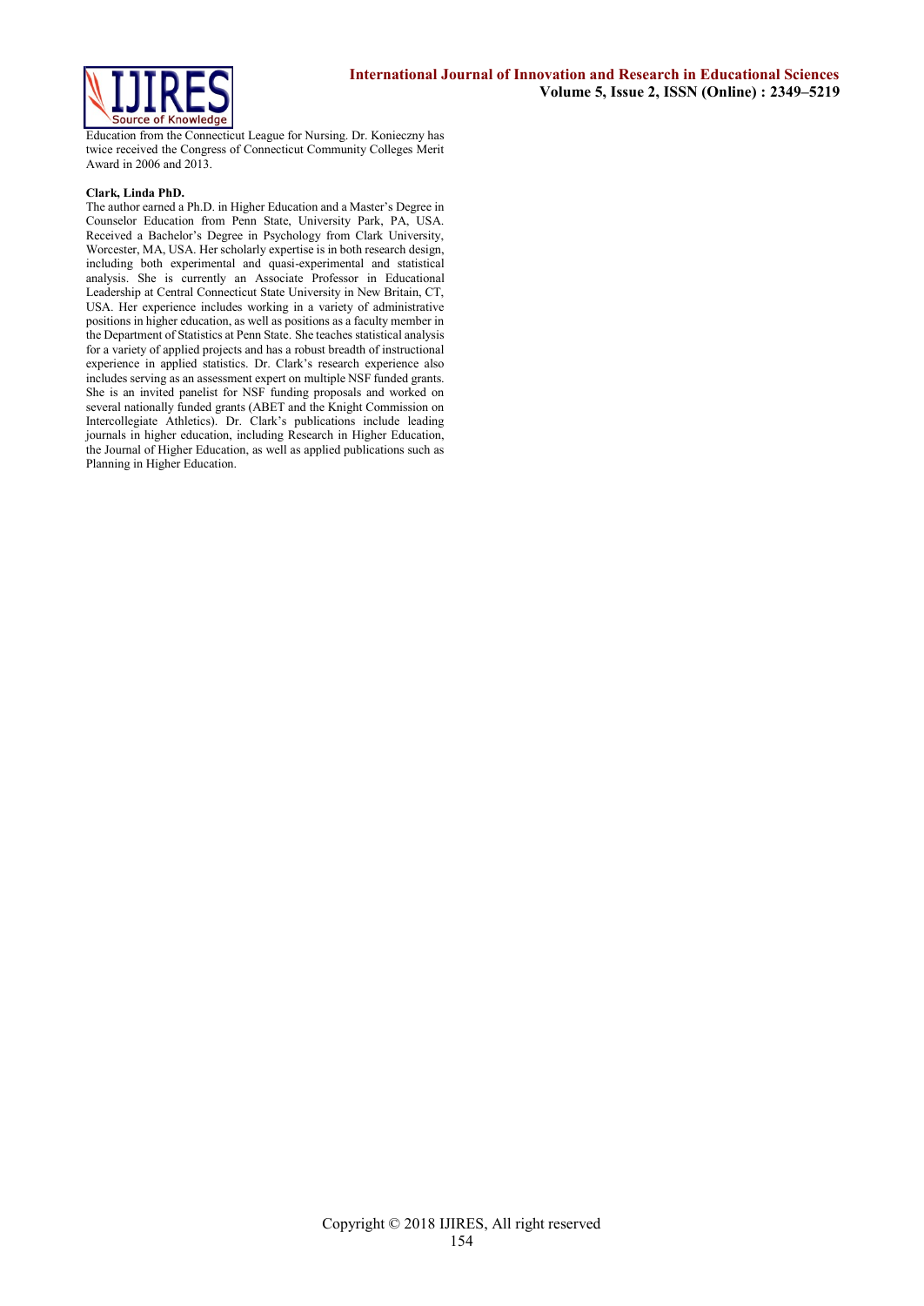Education from the Connecticut League for Nursing. Dr. Konieczny has twice received the Congress of Connecticut Community Colleges Merit Award in 2006 and 2013.

**Clark, Linda PhD.**

The author earned a Ph.D. in Higher Education and a Master's Degree in Counselor Education from Penn State, University Park, PA, USA. Received a Bachelor's Degree in Psychology from Clark University, Worcester, MA, USA. Her scholarly expertise is in both research design, including both experimental and quasi-experimental and statistical analysis. She is currently an Associate Professor in Educational Leadership at Central Connecticut State University in New Britain, CT, USA. Her experience includes working in a variety of administrative positions in higher education, as well as positions as a faculty member in the Department of Statistics at Penn State. She teaches statistical analysis for a variety of applied projects and has a robust breadth of instructional experience in applied statistics. Dr. Clark's research experience also includes serving as an assessment expert on multiple NSF funded grants. She is an invited panelist for NSF funding proposals and worked on several nationally funded grants (ABET and the Knight Commission on Intercollegiate Athletics). Dr. Clark's publications include leading journals in higher education, including Research in Higher Education, the Journal of Higher Education, as well as applied publications such as Planning in Higher Education.